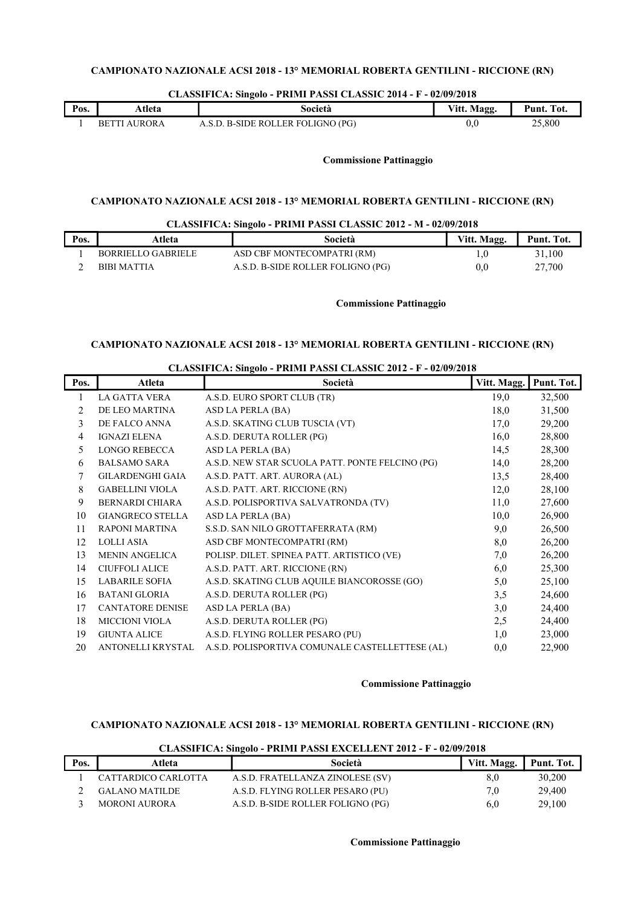**CAMPIONATO NAZIONALE ACSI 2018 - 13° MEMORIAL ROBERTA GENTILINI - RICCIONE (RN)**

**CLASSIFICA: Singolo - PRIMI PASSI CLASSIC 2014 - F - 02/09/2018**

| Pos. | Atleta | Società | Vitt. Magg. | Punt. Tot. |
|---|---|---|---|---|
| 1 | BETTI AURORA | A.S.D. B-SIDE ROLLER FOLIGNO (PG) | 0,0 | 25,800 |

**Commissione Pattinaggio**

**CAMPIONATO NAZIONALE ACSI 2018 - 13° MEMORIAL ROBERTA GENTILINI - RICCIONE (RN)**

**CLASSIFICA: Singolo - PRIMI PASSI CLASSIC 2012 - M - 02/09/2018**

| Pos. | Atleta | Società | Vitt. Magg. | Punt. Tot. |
|---|---|---|---|---|
| 1 | BORRIELLO GABRIELE | ASD CBF MONTECOMPATRI (RM) | 1,0 | 31,100 |
| 2 | BIBI MATTIA | A.S.D. B-SIDE ROLLER FOLIGNO (PG) | 0,0 | 27,700 |

**Commissione Pattinaggio**

**CAMPIONATO NAZIONALE ACSI 2018 - 13° MEMORIAL ROBERTA GENTILINI - RICCIONE (RN)**

**CLASSIFICA: Singolo - PRIMI PASSI CLASSIC 2012 - F - 02/09/2018**

| Pos. | Atleta | Società | Vitt. Magg. | Punt. Tot. |
|---|---|---|---|---|
| 1 | LA GATTA VERA | A.S.D. EURO SPORT CLUB (TR) | 19,0 | 32,500 |
| 2 | DE LEO MARTINA | ASD LA PERLA (BA) | 18,0 | 31,500 |
| 3 | DE FALCO ANNA | A.S.D. SKATING CLUB TUSCIA (VT) | 17,0 | 29,200 |
| 4 | IGNAZI ELENA | A.S.D. DERUTA ROLLER (PG) | 16,0 | 28,800 |
| 5 | LONGO REBECCA | ASD LA PERLA (BA) | 14,5 | 28,300 |
| 6 | BALSAMO SARA | A.S.D. NEW STAR SCUOLA PATT. PONTE FELCINO (PG) | 14,0 | 28,200 |
| 7 | GILARDENGHI GAIA | A.S.D. PATT. ART. AURORA (AL) | 13,5 | 28,400 |
| 8 | GABELLINI VIOLA | A.S.D. PATT. ART. RICCIONE (RN) | 12,0 | 28,100 |
| 9 | BERNARDI CHIARA | A.S.D. POLISPORTIVA SALVATRONDA (TV) | 11,0 | 27,600 |
| 10 | GIANGRECO STELLA | ASD LA PERLA (BA) | 10,0 | 26,900 |
| 11 | RAPONI MARTINA | S.S.D. SAN NILO GROTTAFERRATA (RM) | 9,0 | 26,500 |
| 12 | LOLLI ASIA | ASD CBF MONTECOMPATRI (RM) | 8,0 | 26,200 |
| 13 | MENIN ANGELICA | POLISP. DILET. SPINEA PATT. ARTISTICO (VE) | 7,0 | 26,200 |
| 14 | CIUFFOLI ALICE | A.S.D. PATT. ART. RICCIONE (RN) | 6,0 | 25,300 |
| 15 | LABARILE SOFIA | A.S.D. SKATING CLUB AQUILE BIANCOROSSE (GO) | 5,0 | 25,100 |
| 16 | BATANI GLORIA | A.S.D. DERUTA ROLLER (PG) | 3,5 | 24,600 |
| 17 | CANTATORE DENISE | ASD LA PERLA (BA) | 3,0 | 24,400 |
| 18 | MICCIONI VIOLA | A.S.D. DERUTA ROLLER (PG) | 2,5 | 24,400 |
| 19 | GIUNTA ALICE | A.S.D. FLYING ROLLER PESARO (PU) | 1,0 | 23,000 |
| 20 | ANTONELLI KRYSTAL | A.S.D. POLISPORTIVA COMUNALE CASTELLETTESE (AL) | 0,0 | 22,900 |

**Commissione Pattinaggio**

**CAMPIONATO NAZIONALE ACSI 2018 - 13° MEMORIAL ROBERTA GENTILINI - RICCIONE (RN)**

**CLASSIFICA: Singolo - PRIMI PASSI EXCELLENT 2012 - F - 02/09/2018**

| Pos. | Atleta | Società | Vitt. Magg. | Punt. Tot. |
|---|---|---|---|---|
| 1 | CATTARDICO CARLOTTA | A.S.D. FRATELLANZA ZINOLESE (SV) | 8,0 | 30,200 |
| 2 | GALANO MATILDE | A.S.D. FLYING ROLLER PESARO (PU) | 7,0 | 29,400 |
| 3 | MORONI AURORA | A.S.D. B-SIDE ROLLER FOLIGNO (PG) | 6,0 | 29,100 |

**Commissione Pattinaggio**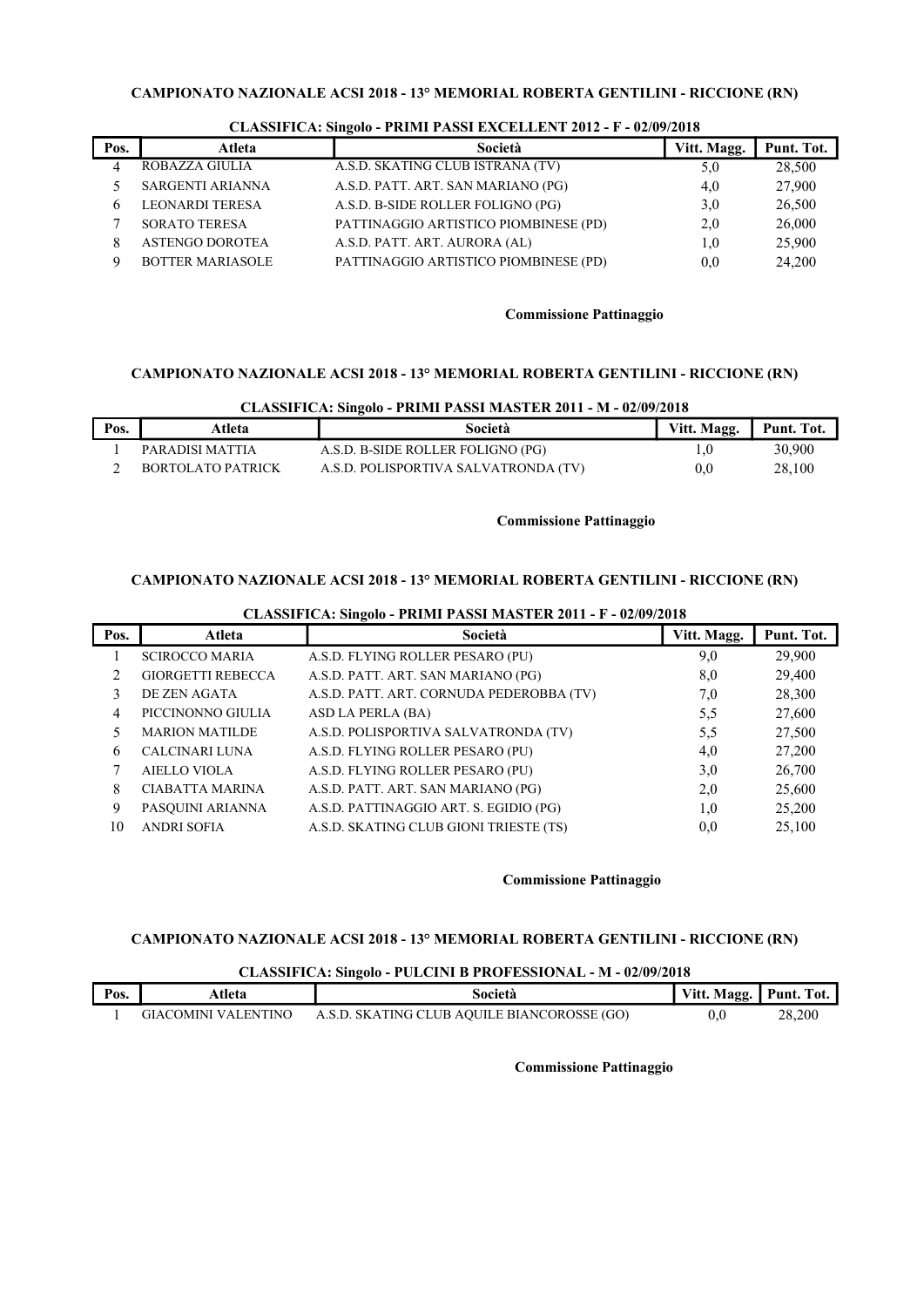**CAMPIONATO NAZIONALE ACSI 2018 - 13° MEMORIAL ROBERTA GENTILINI - RICCIONE (RN)**

**CLASSIFICA: Singolo - PRIMI PASSI EXCELLENT 2012 - F - 02/09/2018**

| Pos. | Atleta | Società | Vitt. Magg. | Punt. Tot. |
|---|---|---|---|---|
| 4 | ROBAZZA GIULIA | A.S.D. SKATING CLUB ISTRANA (TV) | 5,0 | 28,500 |
| 5 | SARGENTI ARIANNA | A.S.D. PATT. ART. SAN MARIANO (PG) | 4,0 | 27,900 |
| 6 | LEONARDI TERESA | A.S.D. B-SIDE ROLLER FOLIGNO (PG) | 3,0 | 26,500 |
| 7 | SORATO TERESA | PATTINAGGIO ARTISTICO PIOMBINESE (PD) | 2,0 | 26,000 |
| 8 | ASTENGO DOROTEA | A.S.D. PATT. ART. AURORA (AL) | 1,0 | 25,900 |
| 9 | BOTTER MARIASOLE | PATTINAGGIO ARTISTICO PIOMBINESE (PD) | 0,0 | 24,200 |

**Commissione Pattinaggio**

**CAMPIONATO NAZIONALE ACSI 2018 - 13° MEMORIAL ROBERTA GENTILINI - RICCIONE (RN)**

**CLASSIFICA: Singolo - PRIMI PASSI MASTER 2011 - M - 02/09/2018**

| Pos. | Atleta | Società | Vitt. Magg. | Punt. Tot. |
|---|---|---|---|---|
| 1 | PARADISI MATTIA | A.S.D. B-SIDE ROLLER FOLIGNO (PG) | 1,0 | 30,900 |
| 2 | BORTOLATO PATRICK | A.S.D. POLISPORTIVA SALVATRONDA (TV) | 0,0 | 28,100 |

**Commissione Pattinaggio**

**CAMPIONATO NAZIONALE ACSI 2018 - 13° MEMORIAL ROBERTA GENTILINI - RICCIONE (RN)**

**CLASSIFICA: Singolo - PRIMI PASSI MASTER 2011 - F - 02/09/2018**

| Pos. | Atleta | Società | Vitt. Magg. | Punt. Tot. |
|---|---|---|---|---|
| 1 | SCIROCCO MARIA | A.S.D. FLYING ROLLER PESARO (PU) | 9,0 | 29,900 |
| 2 | GIORGETTI REBECCA | A.S.D. PATT. ART. SAN MARIANO (PG) | 8,0 | 29,400 |
| 3 | DE ZEN AGATA | A.S.D. PATT. ART. CORNUDA PEDEROBBA (TV) | 7,0 | 28,300 |
| 4 | PICCINONNO GIULIA | ASD LA PERLA (BA) | 5,5 | 27,600 |
| 5 | MARION MATILDE | A.S.D. POLISPORTIVA SALVATRONDA (TV) | 5,5 | 27,500 |
| 6 | CALCINARI LUNA | A.S.D. FLYING ROLLER PESARO (PU) | 4,0 | 27,200 |
| 7 | AIELLO VIOLA | A.S.D. FLYING ROLLER PESARO (PU) | 3,0 | 26,700 |
| 8 | CIABATTA MARINA | A.S.D. PATT. ART. SAN MARIANO (PG) | 2,0 | 25,600 |
| 9 | PASQUINI ARIANNA | A.S.D. PATTINAGGIO ART. S. EGIDIO (PG) | 1,0 | 25,200 |
| 10 | ANDRI SOFIA | A.S.D. SKATING CLUB GIONI TRIESTE (TS) | 0,0 | 25,100 |

**Commissione Pattinaggio**

**CAMPIONATO NAZIONALE ACSI 2018 - 13° MEMORIAL ROBERTA GENTILINI - RICCIONE (RN)**

**CLASSIFICA: Singolo - PULCINI B PROFESSIONAL - M - 02/09/2018**

| Pos. | Atleta | Società | Vitt. Magg. | Punt. Tot. |
|---|---|---|---|---|
| 1 | GIACOMINI VALENTINO | A.S.D. SKATING CLUB AQUILE BIANCOROSSE (GO) | 0,0 | 28,200 |

**Commissione Pattinaggio**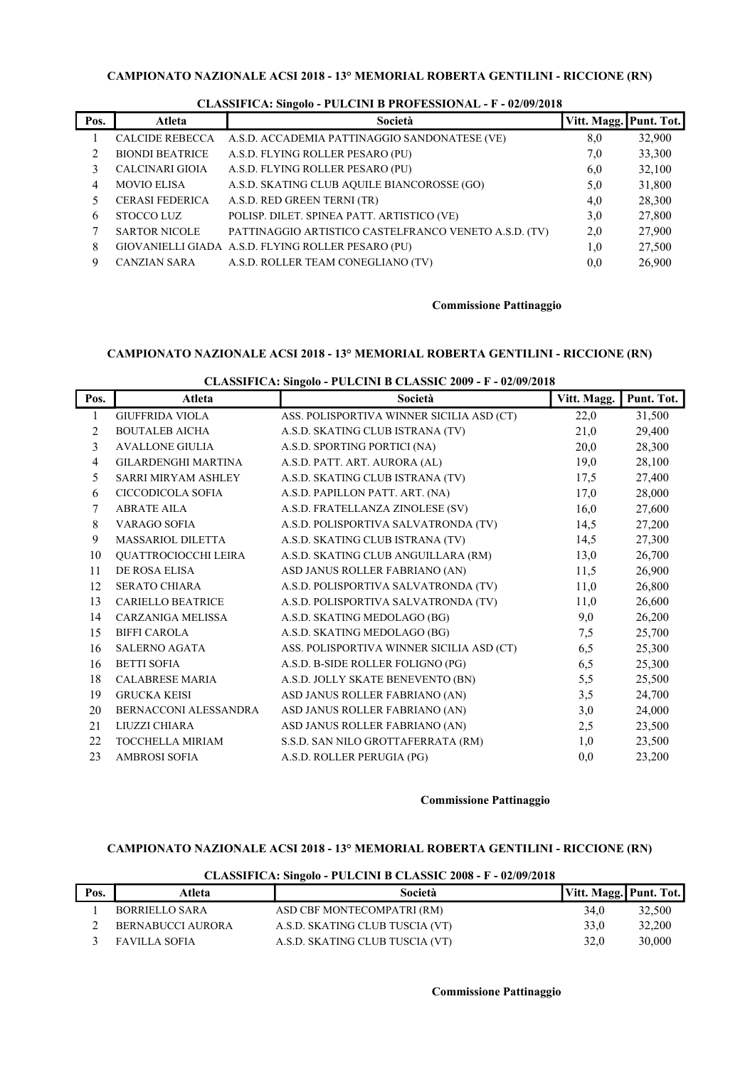### CAMPIONATO NAZIONALE ACSI 2018 - 13° MEMORIAL ROBERTA GENTILINI - RICCIONE (RN)

**CLASSIFICA: Singolo - PULCINI B PROFESSIONAL - F - 02/09/2018**

| Pos. | Atleta | Società | Vitt. Magg. | Punt. Tot. |
|---|---|---|---|---|
| 1 | CALCIDE REBECCA | A.S.D. ACCADEMIA PATTINAGGIO SANDONATESE (VE) | 8,0 | 32,900 |
| 2 | BIONDI BEATRICE | A.S.D. FLYING ROLLER PESARO (PU) | 7,0 | 33,300 |
| 3 | CALCINARI GIOIA | A.S.D. FLYING ROLLER PESARO (PU) | 6,0 | 32,100 |
| 4 | MOVIO ELISA | A.S.D. SKATING CLUB AQUILE BIANCOROSSE (GO) | 5,0 | 31,800 |
| 5 | CERASI FEDERICA | A.S.D. RED GREEN TERNI (TR) | 4,0 | 28,300 |
| 6 | STOCCO LUZ | POLISP. DILET. SPINEA PATT. ARTISTICO (VE) | 3,0 | 27,800 |
| 7 | SARTOR NICOLE | PATTINAGGIO ARTISTICO CASTELFRANCO VENETO A.S.D. (TV) | 2,0 | 27,900 |
| 8 | GIOVANIELLI GIADA | A.S.D. FLYING ROLLER PESARO (PU) | 1,0 | 27,500 |
| 9 | CANZIAN SARA | A.S.D. ROLLER TEAM CONEGLIANO (TV) | 0,0 | 26,900 |

**Commissione Pattinaggio**

### CAMPIONATO NAZIONALE ACSI 2018 - 13° MEMORIAL ROBERTA GENTILINI - RICCIONE (RN)

**CLASSIFICA: Singolo - PULCINI B CLASSIC 2009 - F - 02/09/2018**

| Pos. | Atleta | Società | Vitt. Magg. | Punt. Tot. |
|---|---|---|---|---|
| 1 | GIUFFRIDA VIOLA | ASS. POLISPORTIVA WINNER SICILIA ASD (CT) | 22,0 | 31,500 |
| 2 | BOUTALEB AICHA | A.S.D. SKATING CLUB ISTRANA (TV) | 21,0 | 29,400 |
| 3 | AVALLONE GIULIA | A.S.D. SPORTING PORTICI (NA) | 20,0 | 28,300 |
| 4 | GILARDENGHI MARTINA | A.S.D. PATT. ART. AURORA (AL) | 19,0 | 28,100 |
| 5 | SARRI MIRYAM ASHLEY | A.S.D. SKATING CLUB ISTRANA (TV) | 17,5 | 27,400 |
| 6 | CICCODICOLA SOFIA | A.S.D. PAPILLON PATT. ART. (NA) | 17,0 | 28,000 |
| 7 | ABRATE AILA | A.S.D. FRATELLANZA ZINOLESE (SV) | 16,0 | 27,600 |
| 8 | VARAGO SOFIA | A.S.D. POLISPORTIVA SALVATRONDA (TV) | 14,5 | 27,200 |
| 9 | MASSARIOL DILETTA | A.S.D. SKATING CLUB ISTRANA (TV) | 14,5 | 27,300 |
| 10 | QUATTROCIOCCHI LEIRA | A.S.D. SKATING CLUB ANGUILLARA (RM) | 13,0 | 26,700 |
| 11 | DE ROSA ELISA | ASD JANUS ROLLER FABRIANO (AN) | 11,5 | 26,900 |
| 12 | SERATO CHIARA | A.S.D. POLISPORTIVA SALVATRONDA (TV) | 11,0 | 26,800 |
| 13 | CARIELLO BEATRICE | A.S.D. POLISPORTIVA SALVATRONDA (TV) | 11,0 | 26,600 |
| 14 | CARZANIGA MELISSA | A.S.D. SKATING MEDOLAGO (BG) | 9,0 | 26,200 |
| 15 | BIFFI CAROLA | A.S.D. SKATING MEDOLAGO (BG) | 7,5 | 25,700 |
| 16 | SALERNO AGATA | ASS. POLISPORTIVA WINNER SICILIA ASD (CT) | 6,5 | 25,300 |
| 16 | BETTI SOFIA | A.S.D. B-SIDE ROLLER FOLIGNO (PG) | 6,5 | 25,300 |
| 18 | CALABRESE MARIA | A.S.D. JOLLY SKATE BENEVENTO (BN) | 5,5 | 25,500 |
| 19 | GRUCKA KEISI | ASD JANUS ROLLER FABRIANO (AN) | 3,5 | 24,700 |
| 20 | BERNACCONI ALESSANDRA | ASD JANUS ROLLER FABRIANO (AN) | 3,0 | 24,000 |
| 21 | LIUZZI CHIARA | ASD JANUS ROLLER FABRIANO (AN) | 2,5 | 23,500 |
| 22 | TOCCHELLA MIRIAM | S.S.D. SAN NILO GROTTAFERRATA (RM) | 1,0 | 23,500 |
| 23 | AMBROSI SOFIA | A.S.D. ROLLER PERUGIA (PG) | 0,0 | 23,200 |

**Commissione Pattinaggio**

### CAMPIONATO NAZIONALE ACSI 2018 - 13° MEMORIAL ROBERTA GENTILINI - RICCIONE (RN)

**CLASSIFICA: Singolo - PULCINI B CLASSIC 2008 - F - 02/09/2018**

| Pos. | Atleta | Società | Vitt. Magg. | Punt. Tot. |
|---|---|---|---|---|
| 1 | BORRIELLO SARA | ASD CBF MONTECOMPATRI (RM) | 34,0 | 32,500 |
| 2 | BERNABUCCI AURORA | A.S.D. SKATING CLUB TUSCIA (VT) | 33,0 | 32,200 |
| 3 | FAVILLA SOFIA | A.S.D. SKATING CLUB TUSCIA (VT) | 32,0 | 30,000 |

**Commissione Pattinaggio**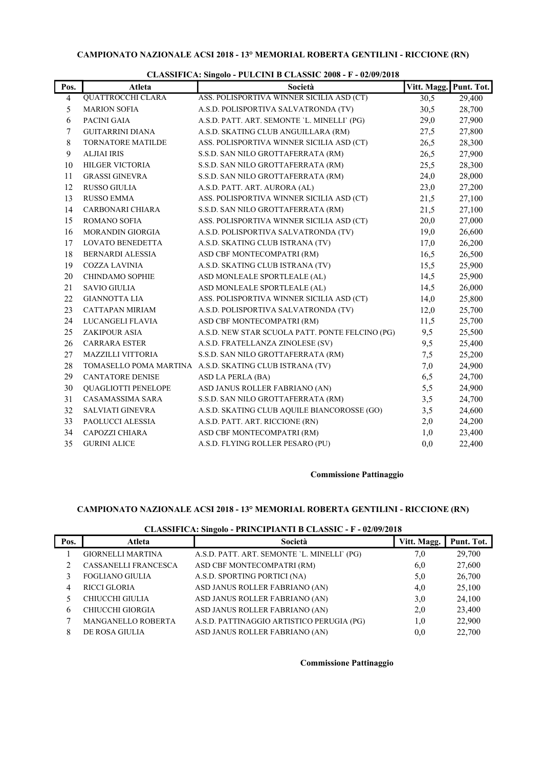### CAMPIONATO NAZIONALE ACSI 2018 - 13° MEMORIAL ROBERTA GENTILINI - RICCIONE (RN)

**CLASSIFICA: Singolo - PULCINI B CLASSIC 2008 - F - 02/09/2018**

| Pos. | Atleta | Società | Vitt. Magg. | Punt. Tot. |
|---|---|---|---|---|
| 4 | QUATTROCCHI CLARA | ASS. POLISPORTIVA WINNER SICILIA ASD (CT) | 30,5 | 29,400 |
| 5 | MARION SOFIA | A.S.D. POLISPORTIVA SALVATRONDA (TV) | 30,5 | 28,700 |
| 6 | PACINI GAIA | A.S.D. PATT. ART. SEMONTE `L. MINELLI` (PG) | 29,0 | 27,900 |
| 7 | GUITARRINI DIANA | A.S.D. SKATING CLUB ANGUILLARA (RM) | 27,5 | 27,800 |
| 8 | TORNATORE MATILDE | ASS. POLISPORTIVA WINNER SICILIA ASD (CT) | 26,5 | 28,300 |
| 9 | ALJIAI IRIS | S.S.D. SAN NILO GROTTAFERRATA (RM) | 26,5 | 27,900 |
| 10 | HILGER VICTORIA | S.S.D. SAN NILO GROTTAFERRATA (RM) | 25,5 | 28,300 |
| 11 | GRASSI GINEVRA | S.S.D. SAN NILO GROTTAFERRATA (RM) | 24,0 | 28,000 |
| 12 | RUSSO GIULIA | A.S.D. PATT. ART. AURORA (AL) | 23,0 | 27,200 |
| 13 | RUSSO EMMA | ASS. POLISPORTIVA WINNER SICILIA ASD (CT) | 21,5 | 27,100 |
| 14 | CARBONARI CHIARA | S.S.D. SAN NILO GROTTAFERRATA (RM) | 21,5 | 27,100 |
| 15 | ROMANO SOFIA | ASS. POLISPORTIVA WINNER SICILIA ASD (CT) | 20,0 | 27,000 |
| 16 | MORANDIN GIORGIA | A.S.D. POLISPORTIVA SALVATRONDA (TV) | 19,0 | 26,600 |
| 17 | LOVATO BENEDETTA | A.S.D. SKATING CLUB ISTRANA (TV) | 17,0 | 26,200 |
| 18 | BERNARDI ALESSIA | ASD CBF MONTECOMPATRI (RM) | 16,5 | 26,500 |
| 19 | COZZA LAVINIA | A.S.D. SKATING CLUB ISTRANA (TV) | 15,5 | 25,900 |
| 20 | CHINDAMO SOPHIE | ASD MONLEALE SPORTLEALE (AL) | 14,5 | 25,900 |
| 21 | SAVIO GIULIA | ASD MONLEALE SPORTLEALE (AL) | 14,5 | 26,000 |
| 22 | GIANNOTTA LIA | ASS. POLISPORTIVA WINNER SICILIA ASD (CT) | 14,0 | 25,800 |
| 23 | CATTAPAN MIRIAM | A.S.D. POLISPORTIVA SALVATRONDA (TV) | 12,0 | 25,700 |
| 24 | LUCANGELI FLAVIA | ASD CBF MONTECOMPATRI (RM) | 11,5 | 25,700 |
| 25 | ZAKIPOUR ASIA | A.S.D. NEW STAR SCUOLA PATT. PONTE FELCINO (PG) | 9,5 | 25,500 |
| 26 | CARRARA ESTER | A.S.D. FRATELLANZA ZINOLESE (SV) | 9,5 | 25,400 |
| 27 | MAZZILLI VITTORIA | S.S.D. SAN NILO GROTTAFERRATA (RM) | 7,5 | 25,200 |
| 28 | TOMASELLO POMA MARTINA | A.S.D. SKATING CLUB ISTRANA (TV) | 7,0 | 24,900 |
| 29 | CANTATORE DENISE | ASD LA PERLA (BA) | 6,5 | 24,700 |
| 30 | QUAGLIOTTI PENELOPE | ASD JANUS ROLLER FABRIANO (AN) | 5,5 | 24,900 |
| 31 | CASAMASSIMA SARA | S.S.D. SAN NILO GROTTAFERRATA (RM) | 3,5 | 24,700 |
| 32 | SALVIATI GINEVRA | A.S.D. SKATING CLUB AQUILE BIANCOROSSE (GO) | 3,5 | 24,600 |
| 33 | PAOLUCCI ALESSIA | A.S.D. PATT. ART. RICCIONE (RN) | 2,0 | 24,200 |
| 34 | CAPOZZI CHIARA | ASD CBF MONTECOMPATRI (RM) | 1,0 | 23,400 |
| 35 | GURINI ALICE | A.S.D. FLYING ROLLER PESARO (PU) | 0,0 | 22,400 |

**Commissione Pattinaggio**

### CAMPIONATO NAZIONALE ACSI 2018 - 13° MEMORIAL ROBERTA GENTILINI - RICCIONE (RN)

**CLASSIFICA: Singolo - PRINCIPIANTI B CLASSIC - F - 02/09/2018**

| Pos. | Atleta | Società | Vitt. Magg. | Punt. Tot. |
|---|---|---|---|---|
| 1 | GIORNELLI MARTINA | A.S.D. PATT. ART. SEMONTE `L. MINELLI` (PG) | 7,0 | 29,700 |
| 2 | CASSANELLI FRANCESCA | ASD CBF MONTECOMPATRI (RM) | 6,0 | 27,600 |
| 3 | FOGLIANO GIULIA | A.S.D. SPORTING PORTICI (NA) | 5,0 | 26,700 |
| 4 | RICCI GLORIA | ASD JANUS ROLLER FABRIANO (AN) | 4,0 | 25,100 |
| 5 | CHIUCCHI GIULIA | ASD JANUS ROLLER FABRIANO (AN) | 3,0 | 24,100 |
| 6 | CHIUCCHI GIORGIA | ASD JANUS ROLLER FABRIANO (AN) | 2,0 | 23,400 |
| 7 | MANGANELLO ROBERTA | A.S.D. PATTINAGGIO ARTISTICO PERUGIA (PG) | 1,0 | 22,900 |
| 8 | DE ROSA GIULIA | ASD JANUS ROLLER FABRIANO (AN) | 0,0 | 22,700 |

**Commissione Pattinaggio**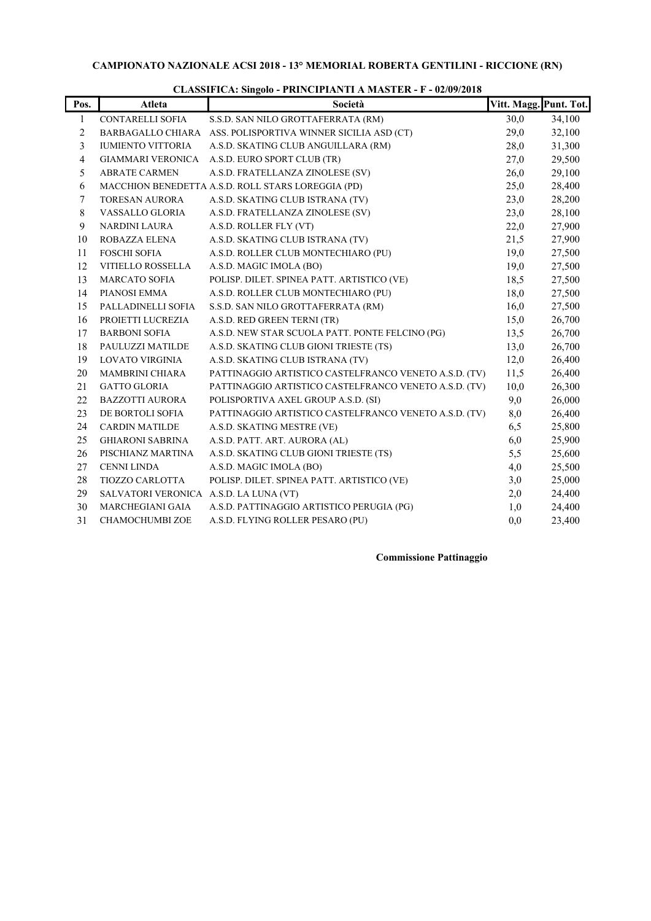**CAMPIONATO NAZIONALE ACSI 2018 - 13° MEMORIAL ROBERTA GENTILINI - RICCIONE (RN)**

**CLASSIFICA: Singolo - PRINCIPIANTI A MASTER - F - 02/09/2018**

| Pos. | Atleta | Società | Vitt. Magg. | Punt. Tot. |
|---|---|---|---|---|
| 1 | CONTARELLI SOFIA | S.S.D. SAN NILO GROTTAFERRATA (RM) | 30,0 | 34,100 |
| 2 | BARBAGALLO CHIARA | ASS. POLISPORTIVA WINNER SICILIA ASD (CT) | 29,0 | 32,100 |
| 3 | IUMIENTO VITTORIA | A.S.D. SKATING CLUB ANGUILLARA (RM) | 28,0 | 31,300 |
| 4 | GIAMMARI VERONICA | A.S.D. EURO SPORT CLUB (TR) | 27,0 | 29,500 |
| 5 | ABRATE CARMEN | A.S.D. FRATELLANZA ZINOLESE (SV) | 26,0 | 29,100 |
| 6 | MACCHION BENEDETTA | A.S.D. ROLL STARS LOREGGIA (PD) | 25,0 | 28,400 |
| 7 | TORESAN AURORA | A.S.D. SKATING CLUB ISTRANA (TV) | 23,0 | 28,200 |
| 8 | VASSALLO GLORIA | A.S.D. FRATELLANZA ZINOLESE (SV) | 23,0 | 28,100 |
| 9 | NARDINI LAURA | A.S.D. ROLLER FLY (VT) | 22,0 | 27,900 |
| 10 | ROBAZZA ELENA | A.S.D. SKATING CLUB ISTRANA (TV) | 21,5 | 27,900 |
| 11 | FOSCHI SOFIA | A.S.D. ROLLER CLUB MONTECHIARO (PU) | 19,0 | 27,500 |
| 12 | VITIELLO ROSSELLA | A.S.D. MAGIC IMOLA (BO) | 19,0 | 27,500 |
| 13 | MARCATO SOFIA | POLISP. DILET. SPINEA PATT. ARTISTICO (VE) | 18,5 | 27,500 |
| 14 | PIANOSI EMMA | A.S.D. ROLLER CLUB MONTECHIARO (PU) | 18,0 | 27,500 |
| 15 | PALLADINELLI SOFIA | S.S.D. SAN NILO GROTTAFERRATA (RM) | 16,0 | 27,500 |
| 16 | PROIETTI LUCREZIA | A.S.D. RED GREEN TERNI (TR) | 15,0 | 26,700 |
| 17 | BARBONI SOFIA | A.S.D. NEW STAR SCUOLA PATT. PONTE FELCINO (PG) | 13,5 | 26,700 |
| 18 | PAULUZZI MATILDE | A.S.D. SKATING CLUB GIONI TRIESTE (TS) | 13,0 | 26,700 |
| 19 | LOVATO VIRGINIA | A.S.D. SKATING CLUB ISTRANA (TV) | 12,0 | 26,400 |
| 20 | MAMBRINI CHIARA | PATTINAGGIO ARTISTICO CASTELFRANCO VENETO A.S.D. (TV) | 11,5 | 26,400 |
| 21 | GATTO GLORIA | PATTINAGGIO ARTISTICO CASTELFRANCO VENETO A.S.D. (TV) | 10,0 | 26,300 |
| 22 | BAZZOTTI AURORA | POLISPORTIVA AXEL GROUP A.S.D. (SI) | 9,0 | 26,000 |
| 23 | DE BORTOLI SOFIA | PATTINAGGIO ARTISTICO CASTELFRANCO VENETO A.S.D. (TV) | 8,0 | 26,400 |
| 24 | CARDIN MATILDE | A.S.D. SKATING MESTRE (VE) | 6,5 | 25,800 |
| 25 | GHIARONI SABRINA | A.S.D. PATT. ART. AURORA (AL) | 6,0 | 25,900 |
| 26 | PISCHIANZ MARTINA | A.S.D. SKATING CLUB GIONI TRIESTE (TS) | 5,5 | 25,600 |
| 27 | CENNI LINDA | A.S.D. MAGIC IMOLA (BO) | 4,0 | 25,500 |
| 28 | TIOZZO CARLOTTA | POLISP. DILET. SPINEA PATT. ARTISTICO (VE) | 3,0 | 25,000 |
| 29 | SALVATORI VERONICA | A.S.D. LA LUNA (VT) | 2,0 | 24,400 |
| 30 | MARCHEGIANI GAIA | A.S.D. PATTINAGGIO ARTISTICO PERUGIA (PG) | 1,0 | 24,400 |
| 31 | CHAMOCHUMBI ZOE | A.S.D. FLYING ROLLER PESARO (PU) | 0,0 | 23,400 |

**Commissione Pattinaggio**